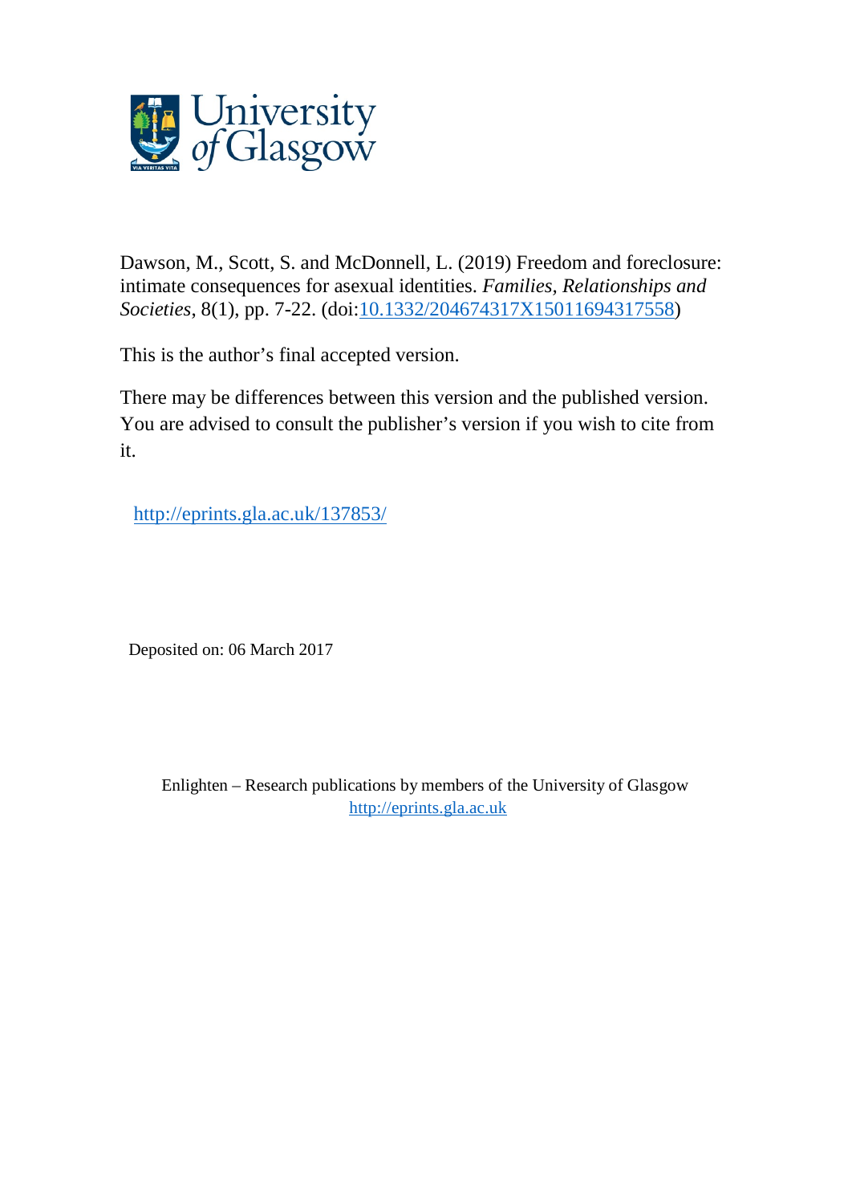Dawson, M., Scott, S. and McDonnell, L. (2019) Freedom and foreclosure: intimate consequences for asexual identities. *Families, Relationships and Societies*, 8(1), pp. 7-22. (doi:[10.1332/204674317X15011694317558](https://doi.org/10.1332/204674317X15011694317558))

This is the author's final accepted version.

There may be differences between this version and the published version. You are advised to consult the publisher's version if you wish to cite from it.

http://eprints.gla.ac.uk/137853/

Deposited on: 06 March 2017

Enlighten – Research publications by members of the University of Glasgow
http://eprints.gla.ac.uk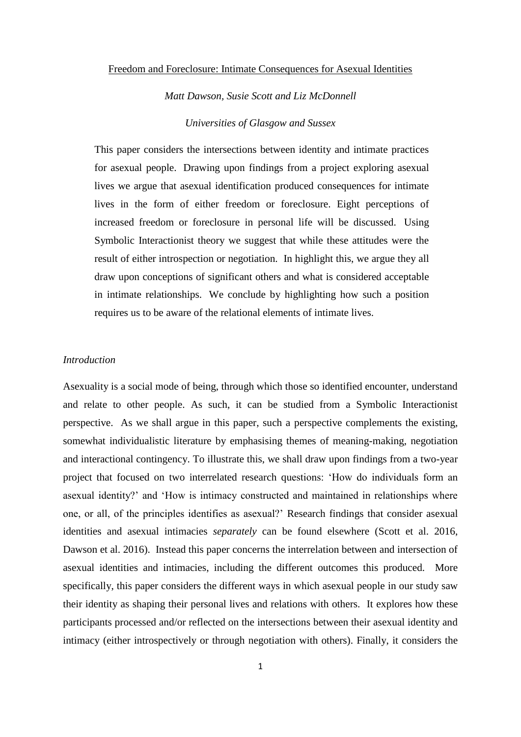Freedom and Foreclosure: Intimate Consequences for Asexual Identities

*Matt Dawson, Susie Scott and Liz McDonnell*

*Universities of Glasgow and Sussex*

This paper considers the intersections between identity and intimate practices for asexual people. Drawing upon findings from a project exploring asexual lives we argue that asexual identification produced consequences for intimate lives in the form of either freedom or foreclosure. Eight perceptions of increased freedom or foreclosure in personal life will be discussed. Using Symbolic Interactionist theory we suggest that while these attitudes were the result of either introspection or negotiation. In highlight this, we argue they all draw upon conceptions of significant others and what is considered acceptable in intimate relationships. We conclude by highlighting how such a position requires us to be aware of the relational elements of intimate lives.

*Introduction*

Asexuality is a social mode of being, through which those so identified encounter, understand and relate to other people. As such, it can be studied from a Symbolic Interactionist perspective. As we shall argue in this paper, such a perspective complements the existing, somewhat individualistic literature by emphasising themes of meaning-making, negotiation and interactional contingency. To illustrate this, we shall draw upon findings from a two-year project that focused on two interrelated research questions: 'How do individuals form an asexual identity?' and 'How is intimacy constructed and maintained in relationships where one, or all, of the principles identifies as asexual?' Research findings that consider asexual identities and asexual intimacies *separately* can be found elsewhere (Scott et al. 2016, Dawson et al. 2016). Instead this paper concerns the interrelation between and intersection of asexual identities and intimacies, including the different outcomes this produced. More specifically, this paper considers the different ways in which asexual people in our study saw their identity as shaping their personal lives and relations with others. It explores how these participants processed and/or reflected on the intersections between their asexual identity and intimacy (either introspectively or through negotiation with others). Finally, it considers the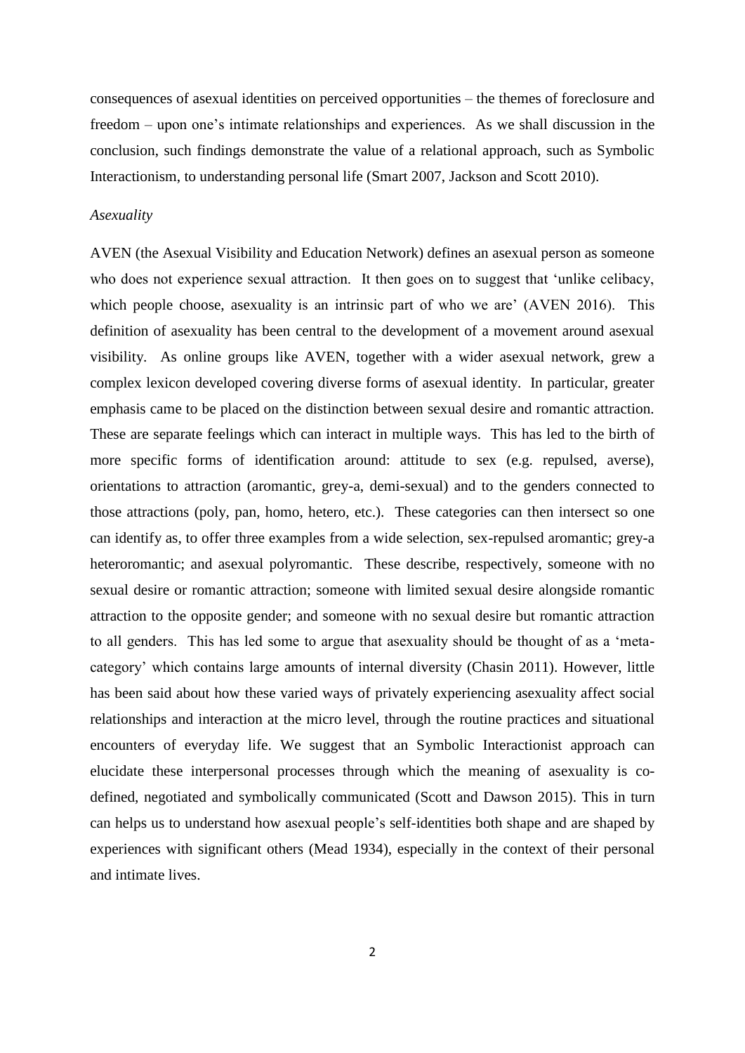consequences of asexual identities on perceived opportunities – the themes of foreclosure and freedom – upon one's intimate relationships and experiences. As we shall discussion in the conclusion, such findings demonstrate the value of a relational approach, such as Symbolic Interactionism, to understanding personal life (Smart 2007, Jackson and Scott 2010).

*Asexuality*

AVEN (the Asexual Visibility and Education Network) defines an asexual person as someone who does not experience sexual attraction. It then goes on to suggest that 'unlike celibacy, which people choose, asexuality is an intrinsic part of who we are' (AVEN 2016). This definition of asexuality has been central to the development of a movement around asexual visibility. As online groups like AVEN, together with a wider asexual network, grew a complex lexicon developed covering diverse forms of asexual identity. In particular, greater emphasis came to be placed on the distinction between sexual desire and romantic attraction. These are separate feelings which can interact in multiple ways. This has led to the birth of more specific forms of identification around: attitude to sex (e.g. repulsed, averse), orientations to attraction (aromantic, grey-a, demi-sexual) and to the genders connected to those attractions (poly, pan, homo, hetero, etc.). These categories can then intersect so one can identify as, to offer three examples from a wide selection, sex-repulsed aromantic; grey-a heteroromantic; and asexual polyromantic. These describe, respectively, someone with no sexual desire or romantic attraction; someone with limited sexual desire alongside romantic attraction to the opposite gender; and someone with no sexual desire but romantic attraction to all genders. This has led some to argue that asexuality should be thought of as a 'meta-category' which contains large amounts of internal diversity (Chasin 2011). However, little has been said about how these varied ways of privately experiencing asexuality affect social relationships and interaction at the micro level, through the routine practices and situational encounters of everyday life. We suggest that an Symbolic Interactionist approach can elucidate these interpersonal processes through which the meaning of asexuality is co-defined, negotiated and symbolically communicated (Scott and Dawson 2015). This in turn can helps us to understand how asexual people's self-identities both shape and are shaped by experiences with significant others (Mead 1934), especially in the context of their personal and intimate lives.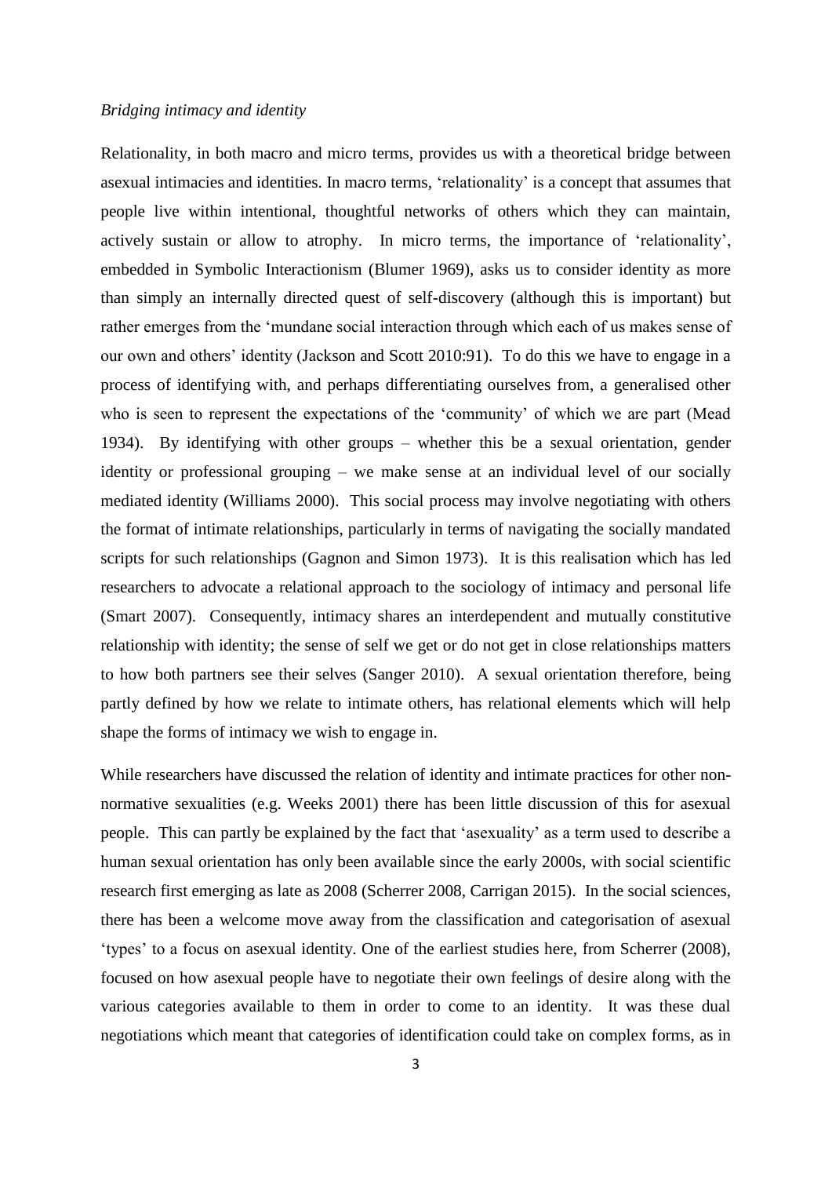*Bridging intimacy and identity*

Relationality, in both macro and micro terms, provides us with a theoretical bridge between asexual intimacies and identities. In macro terms, 'relationality' is a concept that assumes that people live within intentional, thoughtful networks of others which they can maintain, actively sustain or allow to atrophy. In micro terms, the importance of 'relationality', embedded in Symbolic Interactionism (Blumer 1969), asks us to consider identity as more than simply an internally directed quest of self-discovery (although this is important) but rather emerges from the 'mundane social interaction through which each of us makes sense of our own and others' identity (Jackson and Scott 2010:91). To do this we have to engage in a process of identifying with, and perhaps differentiating ourselves from, a generalised other who is seen to represent the expectations of the 'community' of which we are part (Mead 1934). By identifying with other groups – whether this be a sexual orientation, gender identity or professional grouping – we make sense at an individual level of our socially mediated identity (Williams 2000). This social process may involve negotiating with others the format of intimate relationships, particularly in terms of navigating the socially mandated scripts for such relationships (Gagnon and Simon 1973). It is this realisation which has led researchers to advocate a relational approach to the sociology of intimacy and personal life (Smart 2007). Consequently, intimacy shares an interdependent and mutually constitutive relationship with identity; the sense of self we get or do not get in close relationships matters to how both partners see their selves (Sanger 2010). A sexual orientation therefore, being partly defined by how we relate to intimate others, has relational elements which will help shape the forms of intimacy we wish to engage in.

While researchers have discussed the relation of identity and intimate practices for other non-normative sexualities (e.g. Weeks 2001) there has been little discussion of this for asexual people. This can partly be explained by the fact that 'asexuality' as a term used to describe a human sexual orientation has only been available since the early 2000s, with social scientific research first emerging as late as 2008 (Scherrer 2008, Carrigan 2015). In the social sciences, there has been a welcome move away from the classification and categorisation of asexual 'types' to a focus on asexual identity. One of the earliest studies here, from Scherrer (2008), focused on how asexual people have to negotiate their own feelings of desire along with the various categories available to them in order to come to an identity. It was these dual negotiations which meant that categories of identification could take on complex forms, as in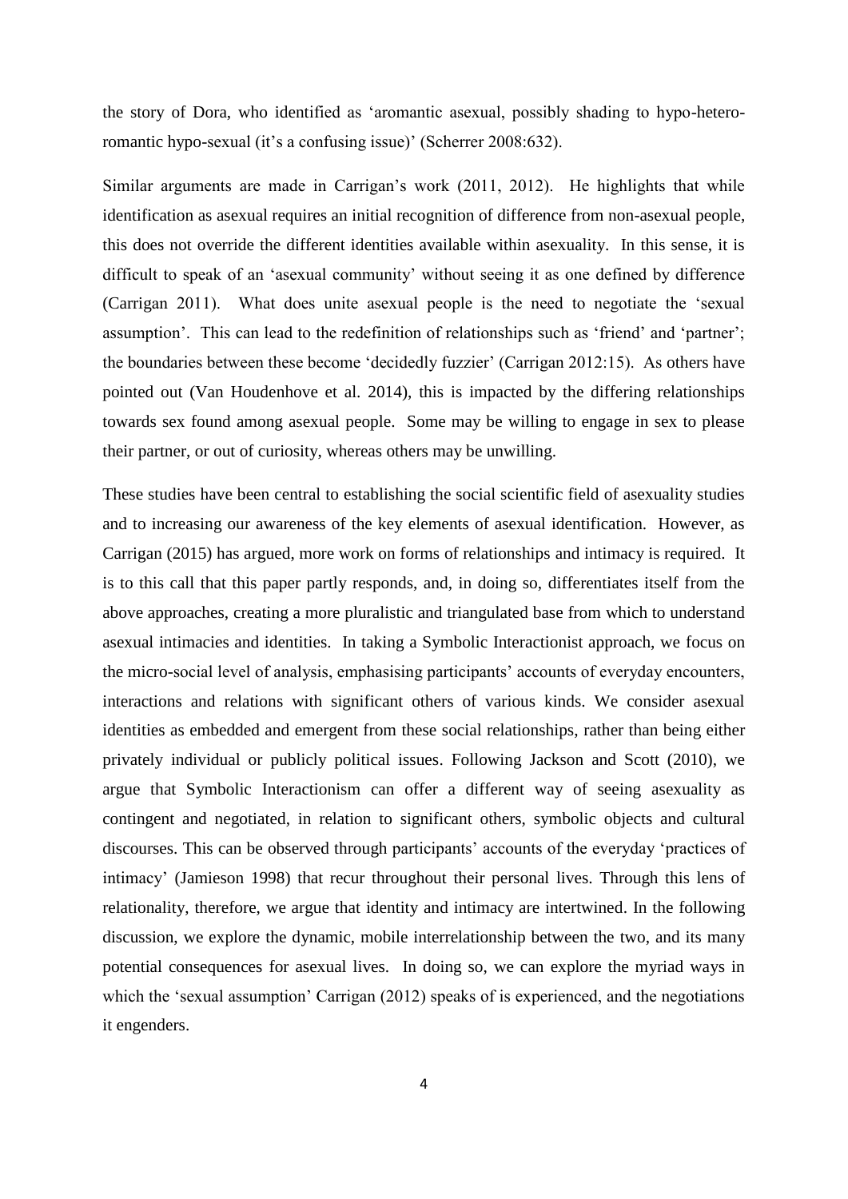the story of Dora, who identified as 'aromantic asexual, possibly shading to hypo-hetero-romantic hypo-sexual (it's a confusing issue)' (Scherrer 2008:632).

Similar arguments are made in Carrigan's work (2011, 2012). He highlights that while identification as asexual requires an initial recognition of difference from non-asexual people, this does not override the different identities available within asexuality. In this sense, it is difficult to speak of an 'asexual community' without seeing it as one defined by difference (Carrigan 2011). What does unite asexual people is the need to negotiate the 'sexual assumption'. This can lead to the redefinition of relationships such as 'friend' and 'partner'; the boundaries between these become 'decidedly fuzzier' (Carrigan 2012:15). As others have pointed out (Van Houdenhove et al. 2014), this is impacted by the differing relationships towards sex found among asexual people. Some may be willing to engage in sex to please their partner, or out of curiosity, whereas others may be unwilling.

These studies have been central to establishing the social scientific field of asexuality studies and to increasing our awareness of the key elements of asexual identification. However, as Carrigan (2015) has argued, more work on forms of relationships and intimacy is required. It is to this call that this paper partly responds, and, in doing so, differentiates itself from the above approaches, creating a more pluralistic and triangulated base from which to understand asexual intimacies and identities. In taking a Symbolic Interactionist approach, we focus on the micro-social level of analysis, emphasising participants' accounts of everyday encounters, interactions and relations with significant others of various kinds. We consider asexual identities as embedded and emergent from these social relationships, rather than being either privately individual or publicly political issues. Following Jackson and Scott (2010), we argue that Symbolic Interactionism can offer a different way of seeing asexuality as contingent and negotiated, in relation to significant others, symbolic objects and cultural discourses. This can be observed through participants' accounts of the everyday 'practices of intimacy' (Jamieson 1998) that recur throughout their personal lives. Through this lens of relationality, therefore, we argue that identity and intimacy are intertwined. In the following discussion, we explore the dynamic, mobile interrelationship between the two, and its many potential consequences for asexual lives. In doing so, we can explore the myriad ways in which the 'sexual assumption' Carrigan (2012) speaks of is experienced, and the negotiations it engenders.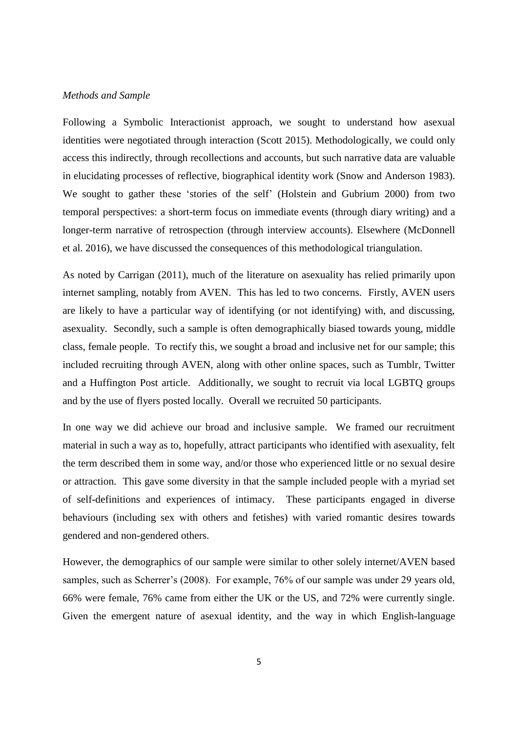*Methods and Sample*

Following a Symbolic Interactionist approach, we sought to understand how asexual identities were negotiated through interaction (Scott 2015). Methodologically, we could only access this indirectly, through recollections and accounts, but such narrative data are valuable in elucidating processes of reflective, biographical identity work (Snow and Anderson 1983). We sought to gather these 'stories of the self' (Holstein and Gubrium 2000) from two temporal perspectives: a short-term focus on immediate events (through diary writing) and a longer-term narrative of retrospection (through interview accounts). Elsewhere (McDonnell et al. 2016), we have discussed the consequences of this methodological triangulation.

As noted by Carrigan (2011), much of the literature on asexuality has relied primarily upon internet sampling, notably from AVEN. This has led to two concerns. Firstly, AVEN users are likely to have a particular way of identifying (or not identifying) with, and discussing, asexuality. Secondly, such a sample is often demographically biased towards young, middle class, female people. To rectify this, we sought a broad and inclusive net for our sample; this included recruiting through AVEN, along with other online spaces, such as Tumblr, Twitter and a Huffington Post article. Additionally, we sought to recruit via local LGBTQ groups and by the use of flyers posted locally. Overall we recruited 50 participants.

In one way we did achieve our broad and inclusive sample. We framed our recruitment material in such a way as to, hopefully, attract participants who identified with asexuality, felt the term described them in some way, and/or those who experienced little or no sexual desire or attraction. This gave some diversity in that the sample included people with a myriad set of self-definitions and experiences of intimacy. These participants engaged in diverse behaviours (including sex with others and fetishes) with varied romantic desires towards gendered and non-gendered others.

However, the demographics of our sample were similar to other solely internet/AVEN based samples, such as Scherrer's (2008). For example, 76% of our sample was under 29 years old, 66% were female, 76% came from either the UK or the US, and 72% were currently single. Given the emergent nature of asexual identity, and the way in which English-language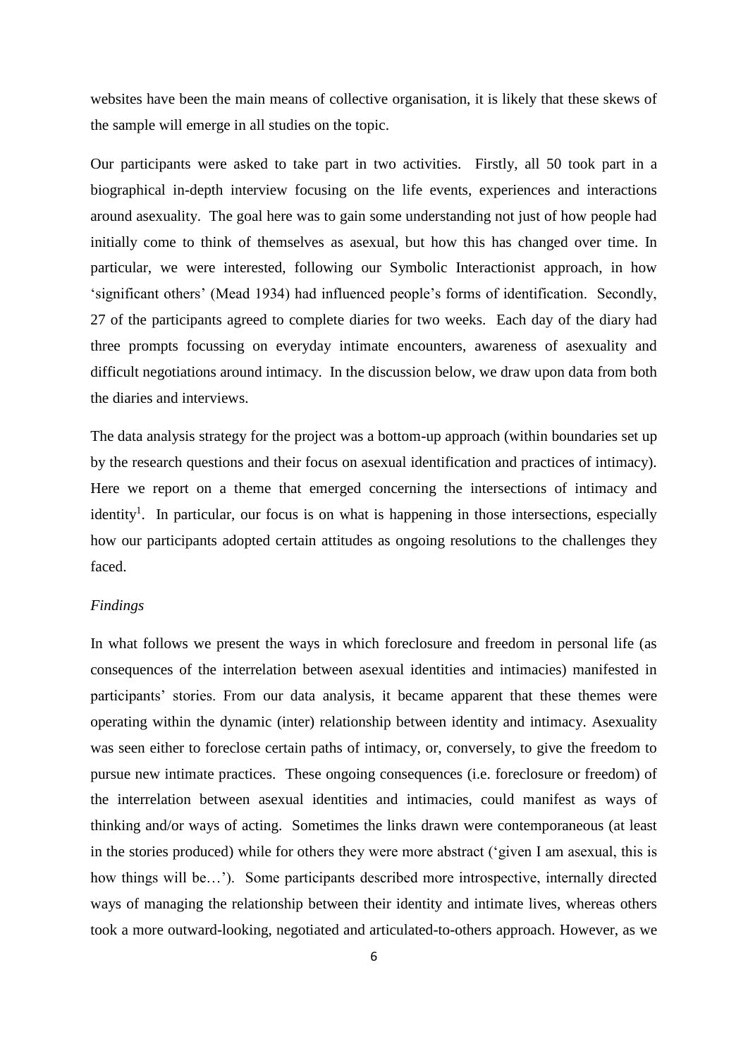websites have been the main means of collective organisation, it is likely that these skews of the sample will emerge in all studies on the topic.

Our participants were asked to take part in two activities. Firstly, all 50 took part in a biographical in-depth interview focusing on the life events, experiences and interactions around asexuality. The goal here was to gain some understanding not just of how people had initially come to think of themselves as asexual, but how this has changed over time. In particular, we were interested, following our Symbolic Interactionist approach, in how 'significant others' (Mead 1934) had influenced people's forms of identification. Secondly, 27 of the participants agreed to complete diaries for two weeks. Each day of the diary had three prompts focussing on everyday intimate encounters, awareness of asexuality and difficult negotiations around intimacy. In the discussion below, we draw upon data from both the diaries and interviews.

The data analysis strategy for the project was a bottom-up approach (within boundaries set up by the research questions and their focus on asexual identification and practices of intimacy). Here we report on a theme that emerged concerning the intersections of intimacy and identity[1]. In particular, our focus is on what is happening in those intersections, especially how our participants adopted certain attitudes as ongoing resolutions to the challenges they faced.

*Findings*

In what follows we present the ways in which foreclosure and freedom in personal life (as consequences of the interrelation between asexual identities and intimacies) manifested in participants' stories. From our data analysis, it became apparent that these themes were operating within the dynamic (inter) relationship between identity and intimacy. Asexuality was seen either to foreclose certain paths of intimacy, or, conversely, to give the freedom to pursue new intimate practices. These ongoing consequences (i.e. foreclosure or freedom) of the interrelation between asexual identities and intimacies, could manifest as ways of thinking and/or ways of acting. Sometimes the links drawn were contemporaneous (at least in the stories produced) while for others they were more abstract ('given I am asexual, this is how things will be…'). Some participants described more introspective, internally directed ways of managing the relationship between their identity and intimate lives, whereas others took a more outward-looking, negotiated and articulated-to-others approach. However, as we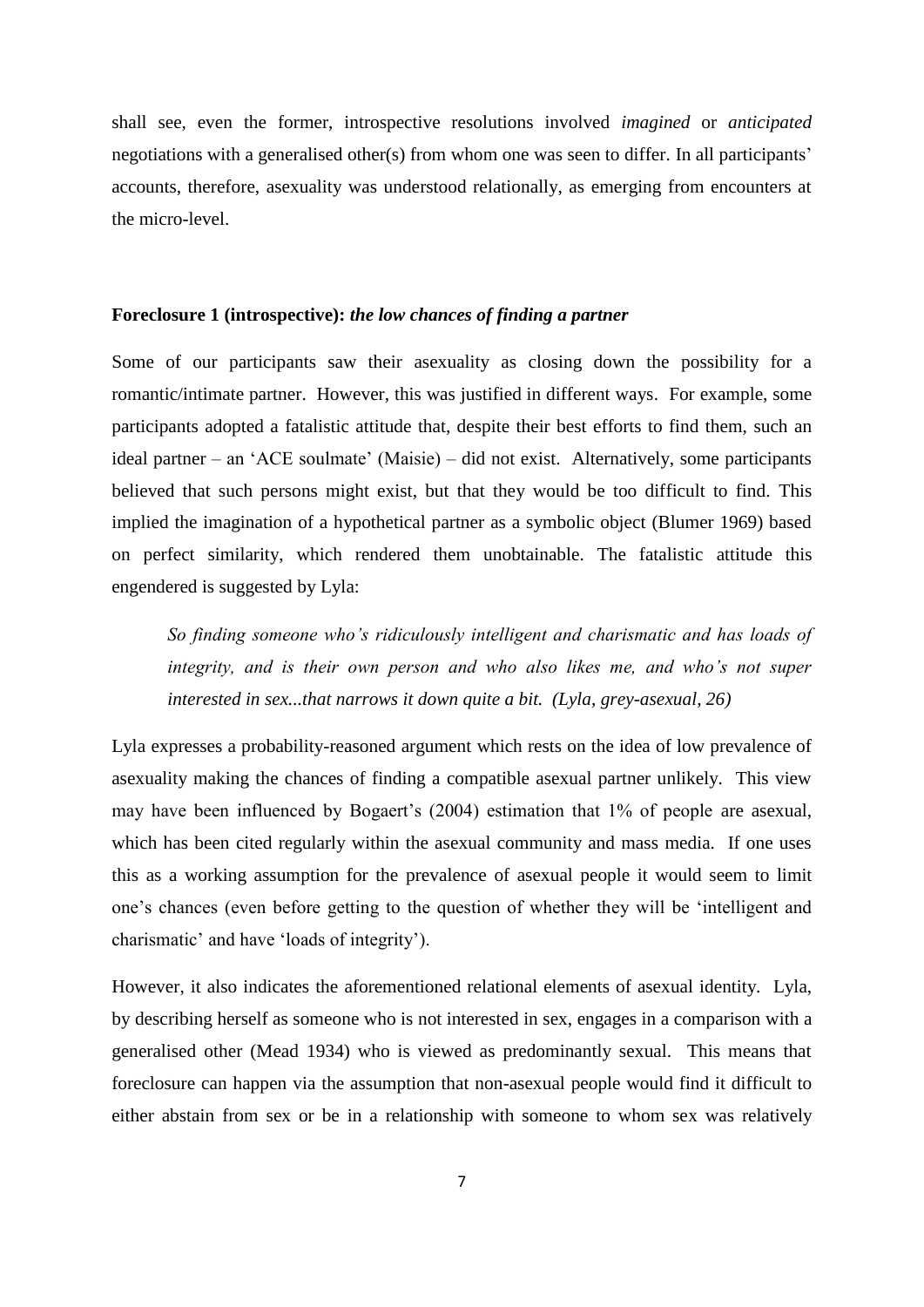shall see, even the former, introspective resolutions involved *imagined* or *anticipated* negotiations with a generalised other(s) from whom one was seen to differ. In all participants' accounts, therefore, asexuality was understood relationally, as emerging from encounters at the micro-level.

**Foreclosure 1 (introspective):** ***the low chances of finding a partner***

Some of our participants saw their asexuality as closing down the possibility for a romantic/intimate partner. However, this was justified in different ways. For example, some participants adopted a fatalistic attitude that, despite their best efforts to find them, such an ideal partner – an 'ACE soulmate' (Maisie) – did not exist. Alternatively, some participants believed that such persons might exist, but that they would be too difficult to find. This implied the imagination of a hypothetical partner as a symbolic object (Blumer 1969) based on perfect similarity, which rendered them unobtainable. The fatalistic attitude this engendered is suggested by Lyla:

> *So finding someone who's ridiculously intelligent and charismatic and has loads of integrity, and is their own person and who also likes me, and who's not super interested in sex...that narrows it down quite a bit. (Lyla, grey-asexual, 26)*

Lyla expresses a probability-reasoned argument which rests on the idea of low prevalence of asexuality making the chances of finding a compatible asexual partner unlikely. This view may have been influenced by Bogaert's (2004) estimation that 1% of people are asexual, which has been cited regularly within the asexual community and mass media. If one uses this as a working assumption for the prevalence of asexual people it would seem to limit one's chances (even before getting to the question of whether they will be 'intelligent and charismatic' and have 'loads of integrity').

However, it also indicates the aforementioned relational elements of asexual identity. Lyla, by describing herself as someone who is not interested in sex, engages in a comparison with a generalised other (Mead 1934) who is viewed as predominantly sexual. This means that foreclosure can happen via the assumption that non-asexual people would find it difficult to either abstain from sex or be in a relationship with someone to whom sex was relatively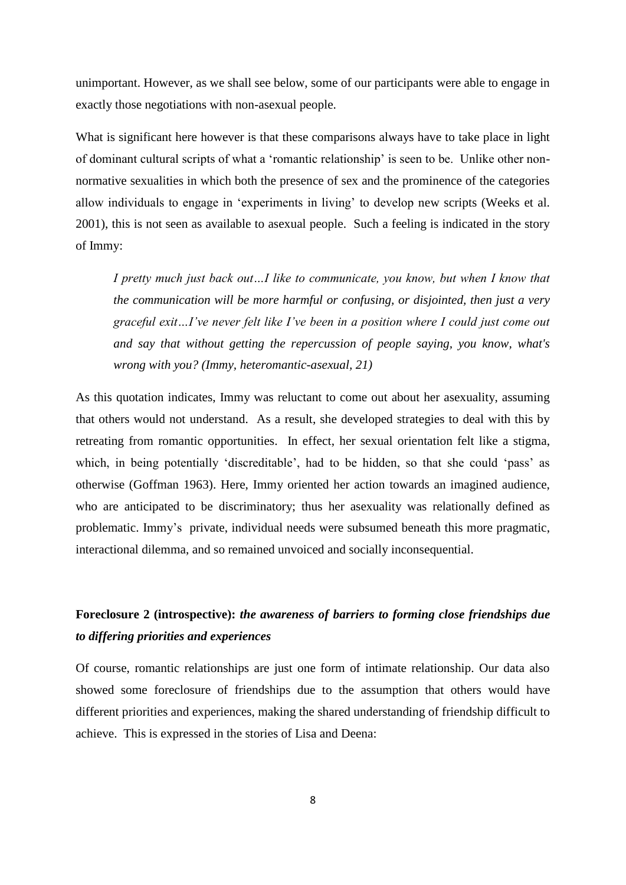unimportant. However, as we shall see below, some of our participants were able to engage in exactly those negotiations with non-asexual people.

What is significant here however is that these comparisons always have to take place in light of dominant cultural scripts of what a 'romantic relationship' is seen to be. Unlike other non-normative sexualities in which both the presence of sex and the prominence of the categories allow individuals to engage in 'experiments in living' to develop new scripts (Weeks et al. 2001), this is not seen as available to asexual people. Such a feeling is indicated in the story of Immy:

> *I pretty much just back out…I like to communicate, you know, but when I know that the communication will be more harmful or confusing, or disjointed, then just a very graceful exit…I've never felt like I've been in a position where I could just come out and say that without getting the repercussion of people saying, you know, what's wrong with you? (Immy, heteromantic-asexual, 21)*

As this quotation indicates, Immy was reluctant to come out about her asexuality, assuming that others would not understand. As a result, she developed strategies to deal with this by retreating from romantic opportunities. In effect, her sexual orientation felt like a stigma, which, in being potentially 'discreditable', had to be hidden, so that she could 'pass' as otherwise (Goffman 1963). Here, Immy oriented her action towards an imagined audience, who are anticipated to be discriminatory; thus her asexuality was relationally defined as problematic. Immy's private, individual needs were subsumed beneath this more pragmatic, interactional dilemma, and so remained unvoiced and socially inconsequential.

**Foreclosure 2 (introspective):** ***the awareness of barriers to forming close friendships due to differing priorities and experiences***

Of course, romantic relationships are just one form of intimate relationship. Our data also showed some foreclosure of friendships due to the assumption that others would have different priorities and experiences, making the shared understanding of friendship difficult to achieve. This is expressed in the stories of Lisa and Deena: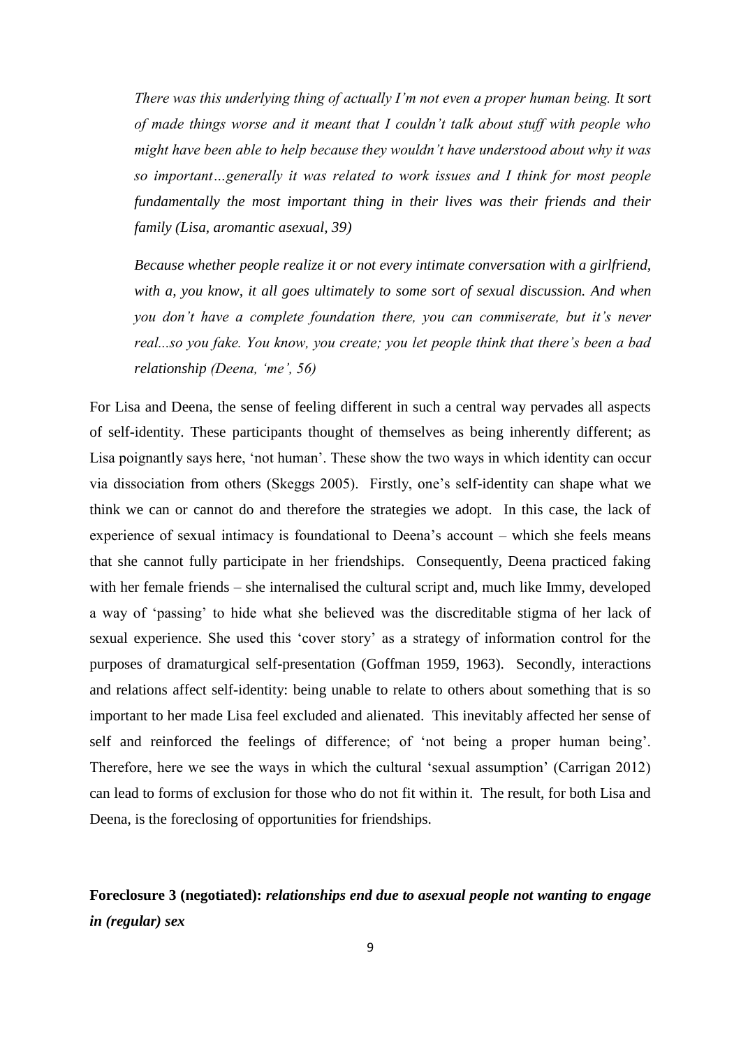> *There was this underlying thing of actually I'm not even a proper human being. It sort of made things worse and it meant that I couldn't talk about stuff with people who might have been able to help because they wouldn't have understood about why it was so important…generally it was related to work issues and I think for most people fundamentally the most important thing in their lives was their friends and their family (Lisa, aromantic asexual, 39)*

> *Because whether people realize it or not every intimate conversation with a girlfriend, with a, you know, it all goes ultimately to some sort of sexual discussion. And when you don't have a complete foundation there, you can commiserate, but it's never real...so you fake. You know, you create; you let people think that there's been a bad relationship (Deena, 'me', 56)*

For Lisa and Deena, the sense of feeling different in such a central way pervades all aspects of self-identity. These participants thought of themselves as being inherently different; as Lisa poignantly says here, 'not human'. These show the two ways in which identity can occur via dissociation from others (Skeggs 2005). Firstly, one's self-identity can shape what we think we can or cannot do and therefore the strategies we adopt. In this case, the lack of experience of sexual intimacy is foundational to Deena's account – which she feels means that she cannot fully participate in her friendships. Consequently, Deena practiced faking with her female friends – she internalised the cultural script and, much like Immy, developed a way of 'passing' to hide what she believed was the discreditable stigma of her lack of sexual experience. She used this 'cover story' as a strategy of information control for the purposes of dramaturgical self-presentation (Goffman 1959, 1963). Secondly, interactions and relations affect self-identity: being unable to relate to others about something that is so important to her made Lisa feel excluded and alienated. This inevitably affected her sense of self and reinforced the feelings of difference; of 'not being a proper human being'. Therefore, here we see the ways in which the cultural 'sexual assumption' (Carrigan 2012) can lead to forms of exclusion for those who do not fit within it. The result, for both Lisa and Deena, is the foreclosing of opportunities for friendships.

**Foreclosure 3 (negotiated):** ***relationships end due to asexual people not wanting to engage in (regular) sex***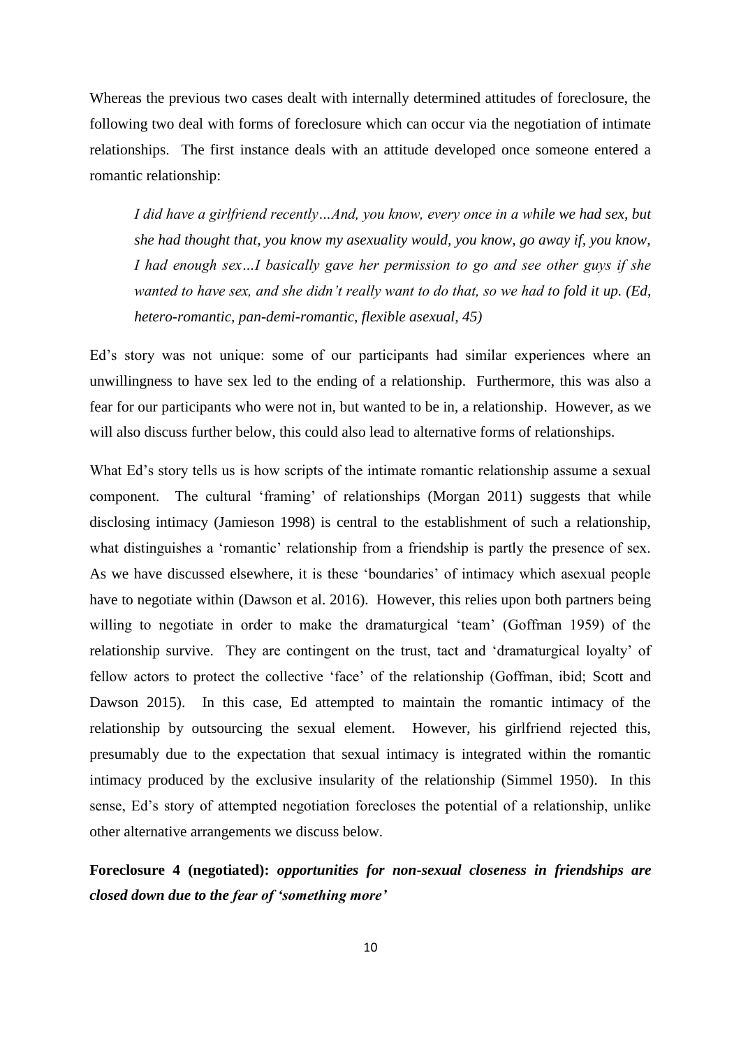Whereas the previous two cases dealt with internally determined attitudes of foreclosure, the following two deal with forms of foreclosure which can occur via the negotiation of intimate relationships. The first instance deals with an attitude developed once someone entered a romantic relationship:

> *I did have a girlfriend recently…And, you know, every once in a while we had sex, but she had thought that, you know my asexuality would, you know, go away if, you know, I had enough sex…I basically gave her permission to go and see other guys if she wanted to have sex, and she didn't really want to do that, so we had to fold it up. (Ed, hetero-romantic, pan-demi-romantic, flexible asexual, 45)*

Ed's story was not unique: some of our participants had similar experiences where an unwillingness to have sex led to the ending of a relationship. Furthermore, this was also a fear for our participants who were not in, but wanted to be in, a relationship. However, as we will also discuss further below, this could also lead to alternative forms of relationships.

What Ed's story tells us is how scripts of the intimate romantic relationship assume a sexual component. The cultural 'framing' of relationships (Morgan 2011) suggests that while disclosing intimacy (Jamieson 1998) is central to the establishment of such a relationship, what distinguishes a 'romantic' relationship from a friendship is partly the presence of sex. As we have discussed elsewhere, it is these 'boundaries' of intimacy which asexual people have to negotiate within (Dawson et al. 2016). However, this relies upon both partners being willing to negotiate in order to make the dramaturgical 'team' (Goffman 1959) of the relationship survive. They are contingent on the trust, tact and 'dramaturgical loyalty' of fellow actors to protect the collective 'face' of the relationship (Goffman, ibid; Scott and Dawson 2015). In this case, Ed attempted to maintain the romantic intimacy of the relationship by outsourcing the sexual element. However, his girlfriend rejected this, presumably due to the expectation that sexual intimacy is integrated within the romantic intimacy produced by the exclusive insularity of the relationship (Simmel 1950). In this sense, Ed's story of attempted negotiation forecloses the potential of a relationship, unlike other alternative arrangements we discuss below.

**Foreclosure 4 (negotiated):** ***opportunities for non-sexual closeness in friendships are closed down due to the fear of 'something more'***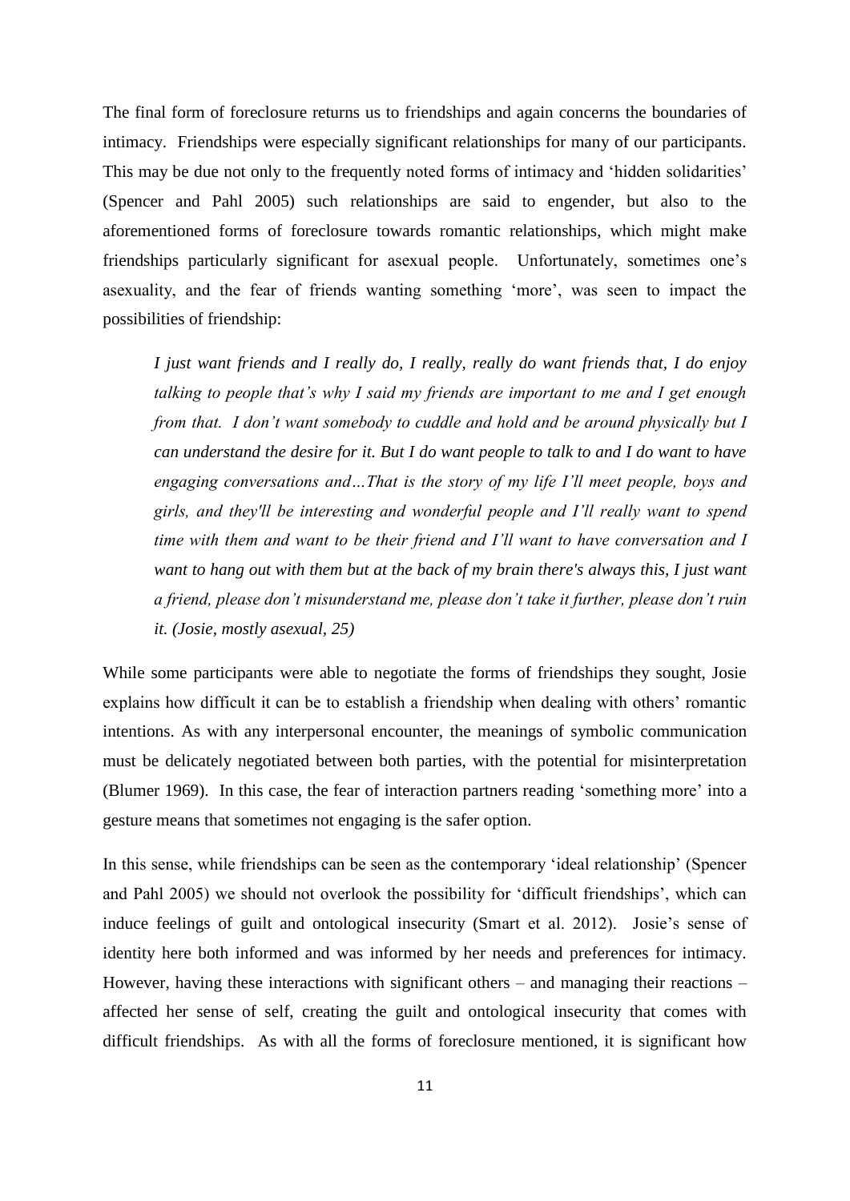The final form of foreclosure returns us to friendships and again concerns the boundaries of intimacy. Friendships were especially significant relationships for many of our participants. This may be due not only to the frequently noted forms of intimacy and 'hidden solidarities' (Spencer and Pahl 2005) such relationships are said to engender, but also to the aforementioned forms of foreclosure towards romantic relationships, which might make friendships particularly significant for asexual people. Unfortunately, sometimes one's asexuality, and the fear of friends wanting something 'more', was seen to impact the possibilities of friendship:

> *I just want friends and I really do, I really, really do want friends that, I do enjoy talking to people that's why I said my friends are important to me and I get enough from that. I don't want somebody to cuddle and hold and be around physically but I can understand the desire for it. But I do want people to talk to and I do want to have engaging conversations and…That is the story of my life I'll meet people, boys and girls, and they'll be interesting and wonderful people and I'll really want to spend time with them and want to be their friend and I'll want to have conversation and I want to hang out with them but at the back of my brain there's always this, I just want a friend, please don't misunderstand me, please don't take it further, please don't ruin it. (Josie, mostly asexual, 25)*

While some participants were able to negotiate the forms of friendships they sought, Josie explains how difficult it can be to establish a friendship when dealing with others' romantic intentions. As with any interpersonal encounter, the meanings of symbolic communication must be delicately negotiated between both parties, with the potential for misinterpretation (Blumer 1969). In this case, the fear of interaction partners reading 'something more' into a gesture means that sometimes not engaging is the safer option.

In this sense, while friendships can be seen as the contemporary 'ideal relationship' (Spencer and Pahl 2005) we should not overlook the possibility for 'difficult friendships', which can induce feelings of guilt and ontological insecurity (Smart et al. 2012). Josie's sense of identity here both informed and was informed by her needs and preferences for intimacy. However, having these interactions with significant others – and managing their reactions – affected her sense of self, creating the guilt and ontological insecurity that comes with difficult friendships. As with all the forms of foreclosure mentioned, it is significant how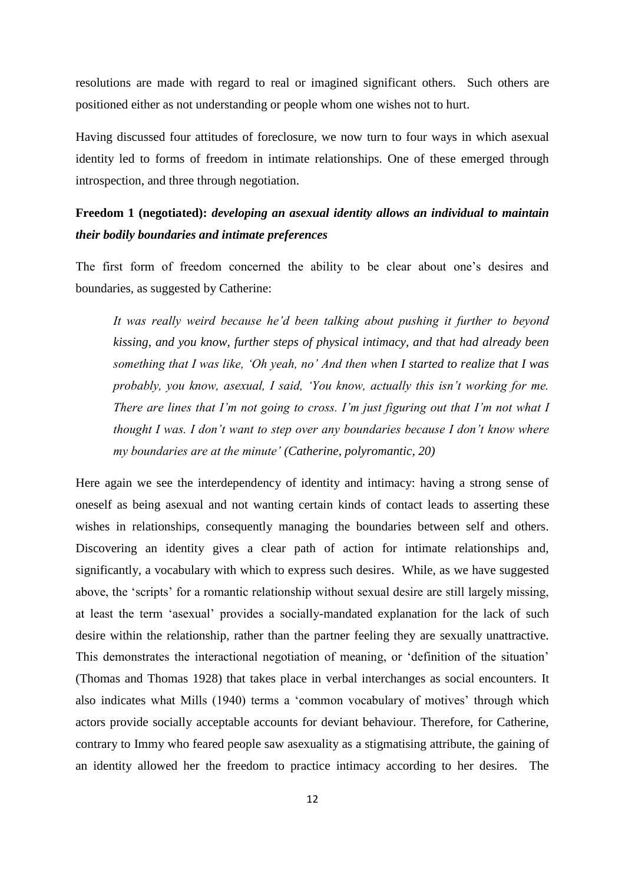resolutions are made with regard to real or imagined significant others. Such others are positioned either as not understanding or people whom one wishes not to hurt.

Having discussed four attitudes of foreclosure, we now turn to four ways in which asexual identity led to forms of freedom in intimate relationships. One of these emerged through introspection, and three through negotiation.

**Freedom 1 (negotiated):** ***developing an asexual identity allows an individual to maintain their bodily boundaries and intimate preferences***

The first form of freedom concerned the ability to be clear about one's desires and boundaries, as suggested by Catherine:

> *It was really weird because he'd been talking about pushing it further to beyond kissing, and you know, further steps of physical intimacy, and that had already been something that I was like, 'Oh yeah, no' And then when I started to realize that I was probably, you know, asexual, I said, 'You know, actually this isn't working for me. There are lines that I'm not going to cross. I'm just figuring out that I'm not what I thought I was. I don't want to step over any boundaries because I don't know where my boundaries are at the minute' (Catherine, polyromantic, 20)*

Here again we see the interdependency of identity and intimacy: having a strong sense of oneself as being asexual and not wanting certain kinds of contact leads to asserting these wishes in relationships, consequently managing the boundaries between self and others. Discovering an identity gives a clear path of action for intimate relationships and, significantly, a vocabulary with which to express such desires. While, as we have suggested above, the 'scripts' for a romantic relationship without sexual desire are still largely missing, at least the term 'asexual' provides a socially-mandated explanation for the lack of such desire within the relationship, rather than the partner feeling they are sexually unattractive. This demonstrates the interactional negotiation of meaning, or 'definition of the situation' (Thomas and Thomas 1928) that takes place in verbal interchanges as social encounters. It also indicates what Mills (1940) terms a 'common vocabulary of motives' through which actors provide socially acceptable accounts for deviant behaviour. Therefore, for Catherine, contrary to Immy who feared people saw asexuality as a stigmatising attribute, the gaining of an identity allowed her the freedom to practice intimacy according to her desires. The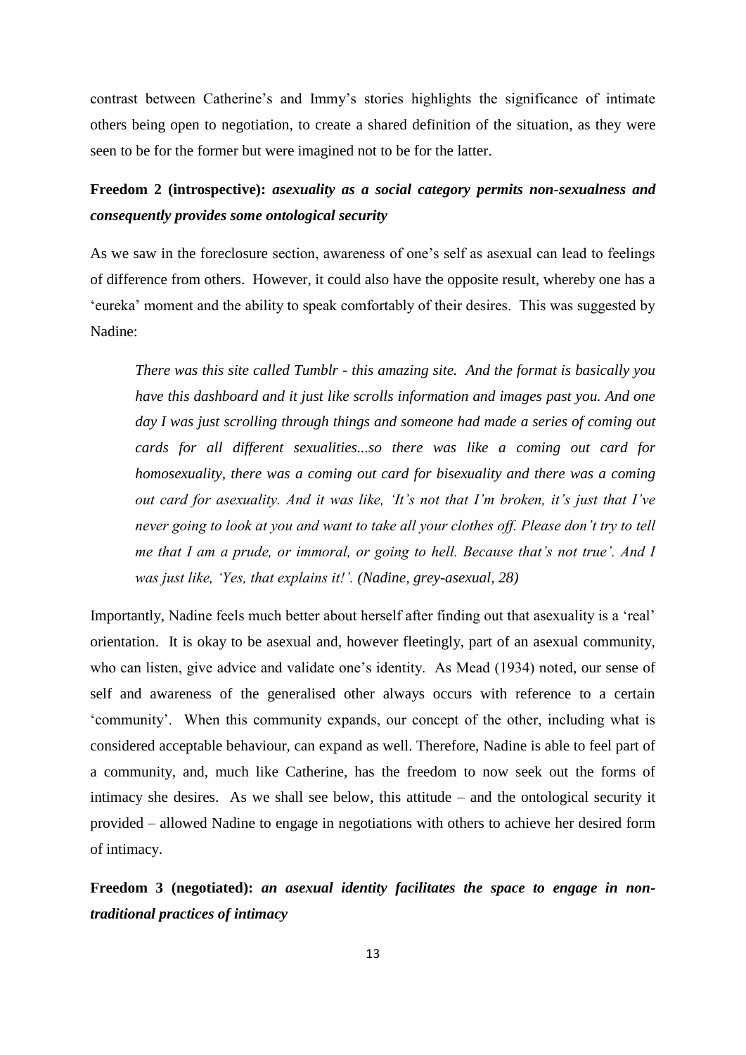contrast between Catherine's and Immy's stories highlights the significance of intimate others being open to negotiation, to create a shared definition of the situation, as they were seen to be for the former but were imagined not to be for the latter.

**Freedom 2 (introspective):** ***asexuality as a social category permits non-sexualness and consequently provides some ontological security***

As we saw in the foreclosure section, awareness of one's self as asexual can lead to feelings of difference from others. However, it could also have the opposite result, whereby one has a 'eureka' moment and the ability to speak comfortably of their desires. This was suggested by Nadine:

> *There was this site called Tumblr - this amazing site. And the format is basically you have this dashboard and it just like scrolls information and images past you. And one day I was just scrolling through things and someone had made a series of coming out cards for all different sexualities...so there was like a coming out card for homosexuality, there was a coming out card for bisexuality and there was a coming out card for asexuality. And it was like, 'It's not that I'm broken, it's just that I've never going to look at you and want to take all your clothes off. Please don't try to tell me that I am a prude, or immoral, or going to hell. Because that's not true'. And I was just like, 'Yes, that explains it!'. (Nadine, grey-asexual, 28)*

Importantly, Nadine feels much better about herself after finding out that asexuality is a 'real' orientation. It is okay to be asexual and, however fleetingly, part of an asexual community, who can listen, give advice and validate one's identity. As Mead (1934) noted, our sense of self and awareness of the generalised other always occurs with reference to a certain 'community'. When this community expands, our concept of the other, including what is considered acceptable behaviour, can expand as well. Therefore, Nadine is able to feel part of a community, and, much like Catherine, has the freedom to now seek out the forms of intimacy she desires. As we shall see below, this attitude – and the ontological security it provided – allowed Nadine to engage in negotiations with others to achieve her desired form of intimacy.

**Freedom 3 (negotiated):** ***an asexual identity facilitates the space to engage in non-traditional practices of intimacy***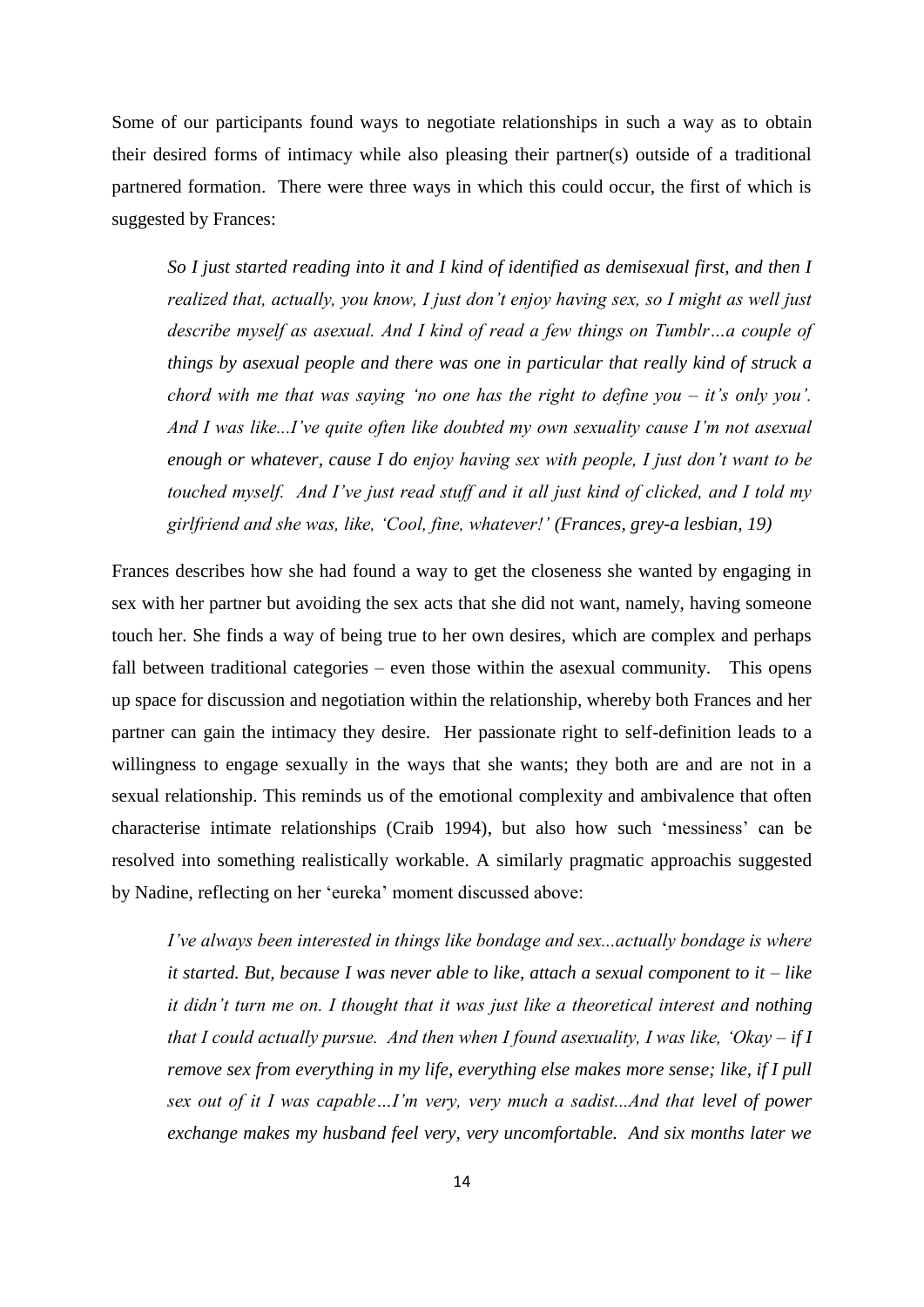Some of our participants found ways to negotiate relationships in such a way as to obtain their desired forms of intimacy while also pleasing their partner(s) outside of a traditional partnered formation. There were three ways in which this could occur, the first of which is suggested by Frances:

> *So I just started reading into it and I kind of identified as demisexual first, and then I realized that, actually, you know, I just don't enjoy having sex, so I might as well just describe myself as asexual. And I kind of read a few things on Tumblr…a couple of things by asexual people and there was one in particular that really kind of struck a chord with me that was saying 'no one has the right to define you – it's only you'. And I was like...I've quite often like doubted my own sexuality cause I'm not asexual enough or whatever, cause I do enjoy having sex with people, I just don't want to be touched myself. And I've just read stuff and it all just kind of clicked, and I told my girlfriend and she was, like, 'Cool, fine, whatever!' (Frances, grey-a lesbian, 19)*

Frances describes how she had found a way to get the closeness she wanted by engaging in sex with her partner but avoiding the sex acts that she did not want, namely, having someone touch her. She finds a way of being true to her own desires, which are complex and perhaps fall between traditional categories – even those within the asexual community. This opens up space for discussion and negotiation within the relationship, whereby both Frances and her partner can gain the intimacy they desire. Her passionate right to self-definition leads to a willingness to engage sexually in the ways that she wants; they both are and are not in a sexual relationship. This reminds us of the emotional complexity and ambivalence that often characterise intimate relationships (Craib 1994), but also how such 'messiness' can be resolved into something realistically workable. A similarly pragmatic approachis suggested by Nadine, reflecting on her 'eureka' moment discussed above:

> *I've always been interested in things like bondage and sex...actually bondage is where it started. But, because I was never able to like, attach a sexual component to it – like it didn't turn me on. I thought that it was just like a theoretical interest and nothing that I could actually pursue. And then when I found asexuality, I was like, 'Okay – if I remove sex from everything in my life, everything else makes more sense; like, if I pull sex out of it I was capable…I'm very, very much a sadist...And that level of power exchange makes my husband feel very, very uncomfortable. And six months later we*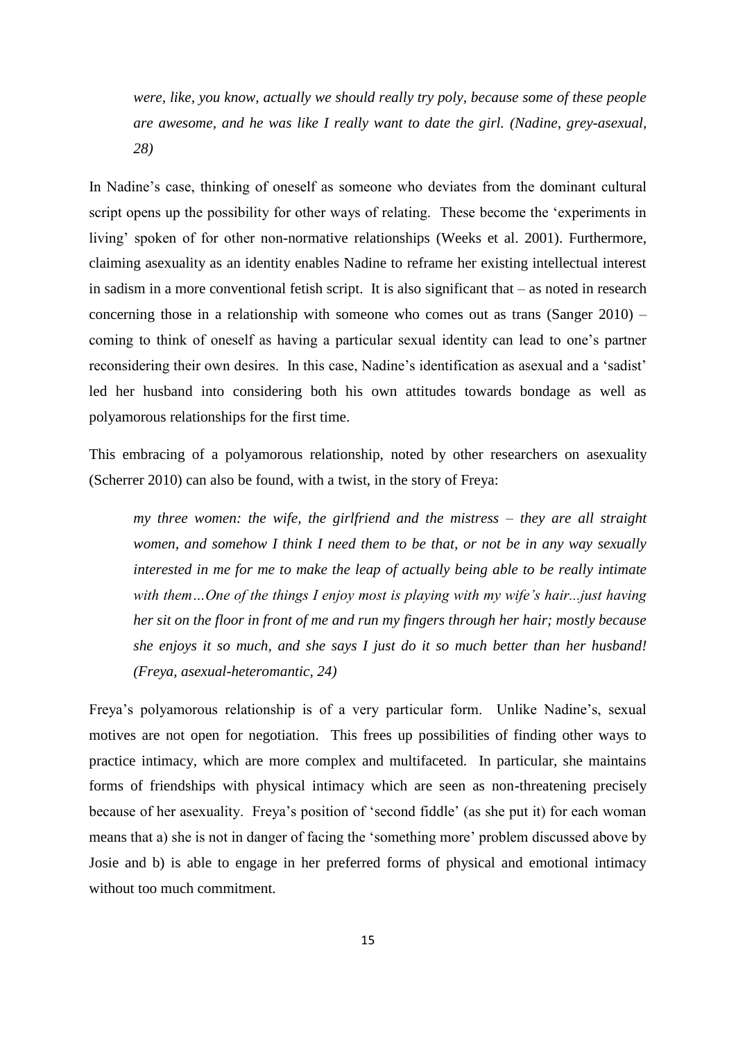> *were, like, you know, actually we should really try poly, because some of these people are awesome, and he was like I really want to date the girl. (Nadine, grey-asexual, 28)*

In Nadine's case, thinking of oneself as someone who deviates from the dominant cultural script opens up the possibility for other ways of relating. These become the 'experiments in living' spoken of for other non-normative relationships (Weeks et al. 2001). Furthermore, claiming asexuality as an identity enables Nadine to reframe her existing intellectual interest in sadism in a more conventional fetish script. It is also significant that – as noted in research concerning those in a relationship with someone who comes out as trans (Sanger 2010) – coming to think of oneself as having a particular sexual identity can lead to one's partner reconsidering their own desires. In this case, Nadine's identification as asexual and a 'sadist' led her husband into considering both his own attitudes towards bondage as well as polyamorous relationships for the first time.

This embracing of a polyamorous relationship, noted by other researchers on asexuality (Scherrer 2010) can also be found, with a twist, in the story of Freya:

> *my three women: the wife, the girlfriend and the mistress – they are all straight women, and somehow I think I need them to be that, or not be in any way sexually interested in me for me to make the leap of actually being able to be really intimate with them…One of the things I enjoy most is playing with my wife's hair...just having her sit on the floor in front of me and run my fingers through her hair; mostly because she enjoys it so much, and she says I just do it so much better than her husband! (Freya, asexual-heteromantic, 24)*

Freya's polyamorous relationship is of a very particular form. Unlike Nadine's, sexual motives are not open for negotiation. This frees up possibilities of finding other ways to practice intimacy, which are more complex and multifaceted. In particular, she maintains forms of friendships with physical intimacy which are seen as non-threatening precisely because of her asexuality. Freya's position of 'second fiddle' (as she put it) for each woman means that a) she is not in danger of facing the 'something more' problem discussed above by Josie and b) is able to engage in her preferred forms of physical and emotional intimacy without too much commitment.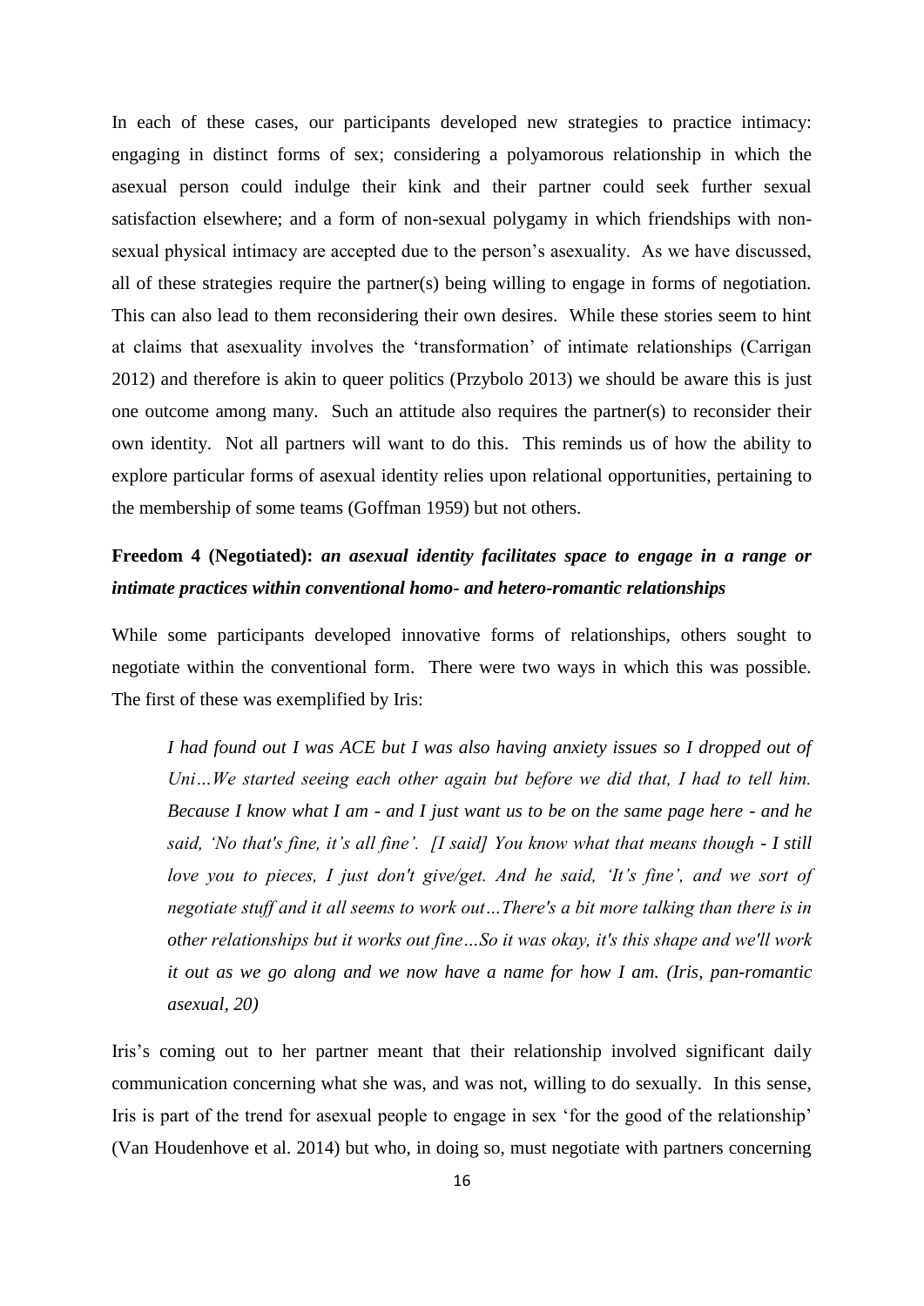In each of these cases, our participants developed new strategies to practice intimacy: engaging in distinct forms of sex; considering a polyamorous relationship in which the asexual person could indulge their kink and their partner could seek further sexual satisfaction elsewhere; and a form of non-sexual polygamy in which friendships with non-sexual physical intimacy are accepted due to the person's asexuality. As we have discussed, all of these strategies require the partner(s) being willing to engage in forms of negotiation. This can also lead to them reconsidering their own desires. While these stories seem to hint at claims that asexuality involves the 'transformation' of intimate relationships (Carrigan 2012) and therefore is akin to queer politics (Przybolo 2013) we should be aware this is just one outcome among many. Such an attitude also requires the partner(s) to reconsider their own identity. Not all partners will want to do this. This reminds us of how the ability to explore particular forms of asexual identity relies upon relational opportunities, pertaining to the membership of some teams (Goffman 1959) but not others.

**Freedom 4 (Negotiated):** ***an asexual identity facilitates space to engage in a range or intimate practices within conventional homo- and hetero-romantic relationships***

While some participants developed innovative forms of relationships, others sought to negotiate within the conventional form. There were two ways in which this was possible. The first of these was exemplified by Iris:

> *I had found out I was ACE but I was also having anxiety issues so I dropped out of Uni…We started seeing each other again but before we did that, I had to tell him. Because I know what I am - and I just want us to be on the same page here - and he said, 'No that's fine, it's all fine'. [I said] You know what that means though - I still love you to pieces, I just don't give/get. And he said, 'It's fine', and we sort of negotiate stuff and it all seems to work out…There's a bit more talking than there is in other relationships but it works out fine…So it was okay, it's this shape and we'll work it out as we go along and we now have a name for how I am. (Iris, pan-romantic asexual, 20)*

Iris's coming out to her partner meant that their relationship involved significant daily communication concerning what she was, and was not, willing to do sexually. In this sense, Iris is part of the trend for asexual people to engage in sex 'for the good of the relationship' (Van Houdenhove et al. 2014) but who, in doing so, must negotiate with partners concerning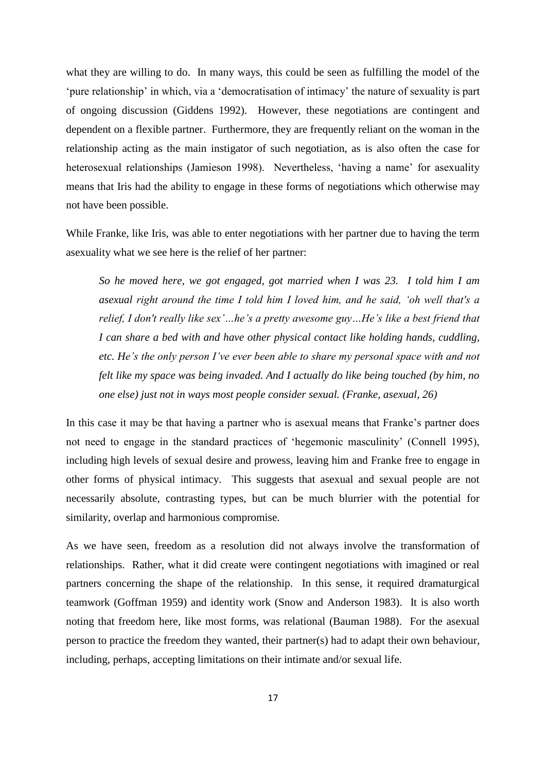what they are willing to do. In many ways, this could be seen as fulfilling the model of the 'pure relationship' in which, via a 'democratisation of intimacy' the nature of sexuality is part of ongoing discussion (Giddens 1992). However, these negotiations are contingent and dependent on a flexible partner. Furthermore, they are frequently reliant on the woman in the relationship acting as the main instigator of such negotiation, as is also often the case for heterosexual relationships (Jamieson 1998). Nevertheless, 'having a name' for asexuality means that Iris had the ability to engage in these forms of negotiations which otherwise may not have been possible.

While Franke, like Iris, was able to enter negotiations with her partner due to having the term asexuality what we see here is the relief of her partner:

> *So he moved here, we got engaged, got married when I was 23. I told him I am asexual right around the time I told him I loved him, and he said, 'oh well that's a relief, I don't really like sex'…he's a pretty awesome guy…He's like a best friend that I can share a bed with and have other physical contact like holding hands, cuddling, etc. He's the only person I've ever been able to share my personal space with and not felt like my space was being invaded. And I actually do like being touched (by him, no one else) just not in ways most people consider sexual. (Franke, asexual, 26)*

In this case it may be that having a partner who is asexual means that Franke's partner does not need to engage in the standard practices of 'hegemonic masculinity' (Connell 1995), including high levels of sexual desire and prowess, leaving him and Franke free to engage in other forms of physical intimacy. This suggests that asexual and sexual people are not necessarily absolute, contrasting types, but can be much blurrier with the potential for similarity, overlap and harmonious compromise.

As we have seen, freedom as a resolution did not always involve the transformation of relationships. Rather, what it did create were contingent negotiations with imagined or real partners concerning the shape of the relationship. In this sense, it required dramaturgical teamwork (Goffman 1959) and identity work (Snow and Anderson 1983). It is also worth noting that freedom here, like most forms, was relational (Bauman 1988). For the asexual person to practice the freedom they wanted, their partner(s) had to adapt their own behaviour, including, perhaps, accepting limitations on their intimate and/or sexual life.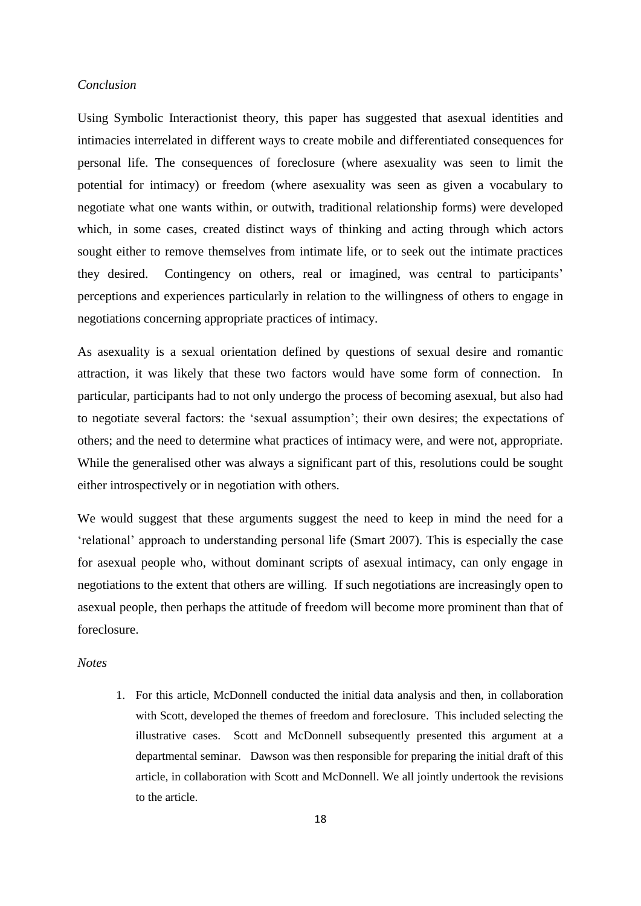*Conclusion*

Using Symbolic Interactionist theory, this paper has suggested that asexual identities and intimacies interrelated in different ways to create mobile and differentiated consequences for personal life. The consequences of foreclosure (where asexuality was seen to limit the potential for intimacy) or freedom (where asexuality was seen as given a vocabulary to negotiate what one wants within, or outwith, traditional relationship forms) were developed which, in some cases, created distinct ways of thinking and acting through which actors sought either to remove themselves from intimate life, or to seek out the intimate practices they desired. Contingency on others, real or imagined, was central to participants' perceptions and experiences particularly in relation to the willingness of others to engage in negotiations concerning appropriate practices of intimacy.

As asexuality is a sexual orientation defined by questions of sexual desire and romantic attraction, it was likely that these two factors would have some form of connection. In particular, participants had to not only undergo the process of becoming asexual, but also had to negotiate several factors: the 'sexual assumption'; their own desires; the expectations of others; and the need to determine what practices of intimacy were, and were not, appropriate. While the generalised other was always a significant part of this, resolutions could be sought either introspectively or in negotiation with others.

We would suggest that these arguments suggest the need to keep in mind the need for a 'relational' approach to understanding personal life (Smart 2007). This is especially the case for asexual people who, without dominant scripts of asexual intimacy, can only engage in negotiations to the extent that others are willing. If such negotiations are increasingly open to asexual people, then perhaps the attitude of freedom will become more prominent than that of foreclosure.

*Notes*

1. For this article, McDonnell conducted the initial data analysis and then, in collaboration with Scott, developed the themes of freedom and foreclosure. This included selecting the illustrative cases. Scott and McDonnell subsequently presented this argument at a departmental seminar. Dawson was then responsible for preparing the initial draft of this article, in collaboration with Scott and McDonnell. We all jointly undertook the revisions to the article.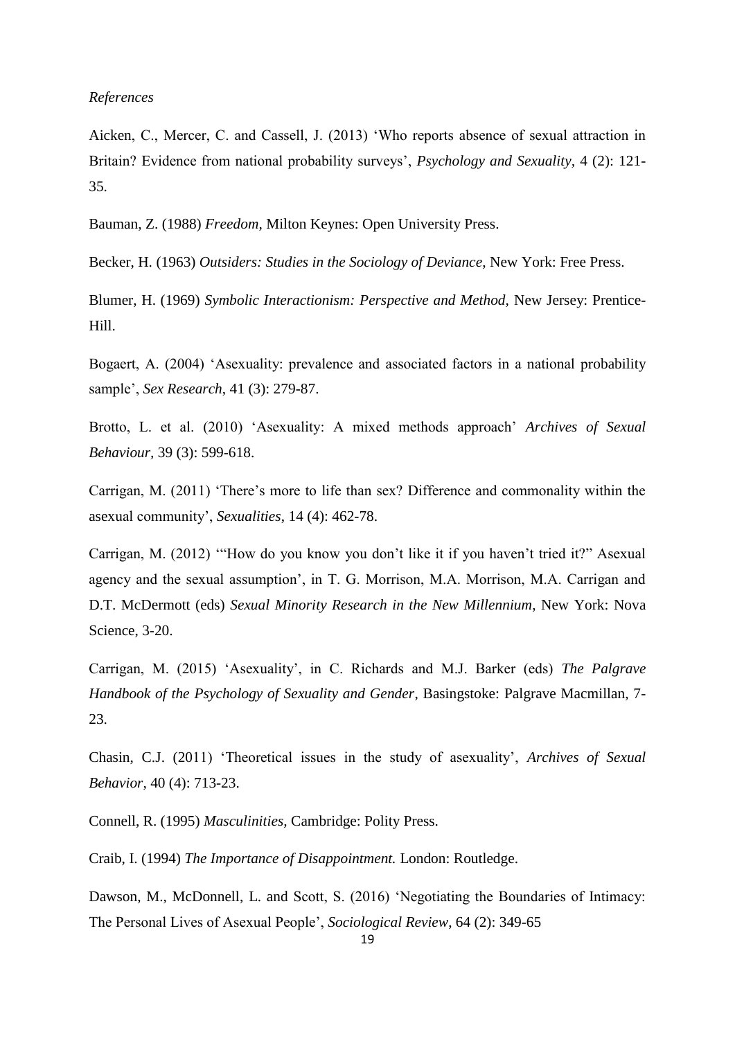*References*

Aicken, C., Mercer, C. and Cassell, J. (2013) 'Who reports absence of sexual attraction in Britain? Evidence from national probability surveys', *Psychology and Sexuality,* 4 (2): 121-35.

Bauman, Z. (1988) *Freedom,* Milton Keynes: Open University Press.

Becker, H. (1963) *Outsiders: Studies in the Sociology of Deviance*, New York: Free Press.

Blumer, H. (1969) *Symbolic Interactionism: Perspective and Method,* New Jersey: Prentice-Hill.

Bogaert, A. (2004) 'Asexuality: prevalence and associated factors in a national probability sample', *Sex Research,* 41 (3): 279-87.

Brotto, L. et al. (2010) 'Asexuality: A mixed methods approach' *Archives of Sexual Behaviour,* 39 (3): 599-618.

Carrigan, M. (2011) 'There's more to life than sex? Difference and commonality within the asexual community', *Sexualities*, 14 (4): 462-78.

Carrigan, M. (2012) '"How do you know you don't like it if you haven't tried it?" Asexual agency and the sexual assumption', in T. G. Morrison, M.A. Morrison, M.A. Carrigan and D.T. McDermott (eds) *Sexual Minority Research in the New Millennium,* New York: Nova Science, 3-20.

Carrigan, M. (2015) 'Asexuality', in C. Richards and M.J. Barker (eds) *The Palgrave Handbook of the Psychology of Sexuality and Gender*, Basingstoke: Palgrave Macmillan, 7-23.

Chasin, C.J. (2011) 'Theoretical issues in the study of asexuality', *Archives of Sexual Behavior*, 40 (4): 713-23.

Connell, R. (1995) *Masculinities,* Cambridge: Polity Press.

Craib, I. (1994) *The Importance of Disappointment.* London: Routledge.

Dawson, M., McDonnell, L. and Scott, S. (2016) 'Negotiating the Boundaries of Intimacy: The Personal Lives of Asexual People', *Sociological Review*, 64 (2): 349-65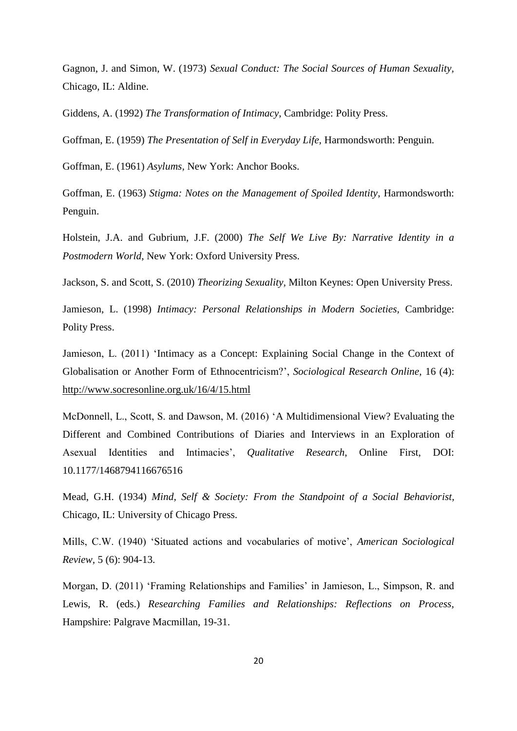Gagnon, J. and Simon, W. (1973) *Sexual Conduct: The Social Sources of Human Sexuality*, Chicago, IL: Aldine.

Giddens, A. (1992) *The Transformation of Intimacy*, Cambridge: Polity Press.

Goffman, E. (1959) *The Presentation of Self in Everyday Life*, Harmondsworth: Penguin.

Goffman, E. (1961) *Asylums*, New York: Anchor Books.

Goffman, E. (1963) *Stigma: Notes on the Management of Spoiled Identity*, Harmondsworth: Penguin.

Holstein, J.A. and Gubrium, J.F. (2000) *The Self We Live By: Narrative Identity in a Postmodern World*, New York: Oxford University Press.

Jackson, S. and Scott, S. (2010) *Theorizing Sexuality*, Milton Keynes: Open University Press.

Jamieson, L. (1998) *Intimacy: Personal Relationships in Modern Societies*, Cambridge: Polity Press.

Jamieson, L. (2011) 'Intimacy as a Concept: Explaining Social Change in the Context of Globalisation or Another Form of Ethnocentricism?', *Sociological Research Online*, 16 (4): http://www.socresonline.org.uk/16/4/15.html

McDonnell, L., Scott, S. and Dawson, M. (2016) 'A Multidimensional View? Evaluating the Different and Combined Contributions of Diaries and Interviews in an Exploration of Asexual Identities and Intimacies', *Qualitative Research*, Online First, DOI: 10.1177/1468794116676516

Mead, G.H. (1934) *Mind, Self & Society: From the Standpoint of a Social Behaviorist*, Chicago, IL: University of Chicago Press.

Mills, C.W. (1940) 'Situated actions and vocabularies of motive', *American Sociological Review*, 5 (6): 904-13.

Morgan, D. (2011) 'Framing Relationships and Families' in Jamieson, L., Simpson, R. and Lewis, R. (eds.) *Researching Families and Relationships: Reflections on Process*, Hampshire: Palgrave Macmillan, 19-31.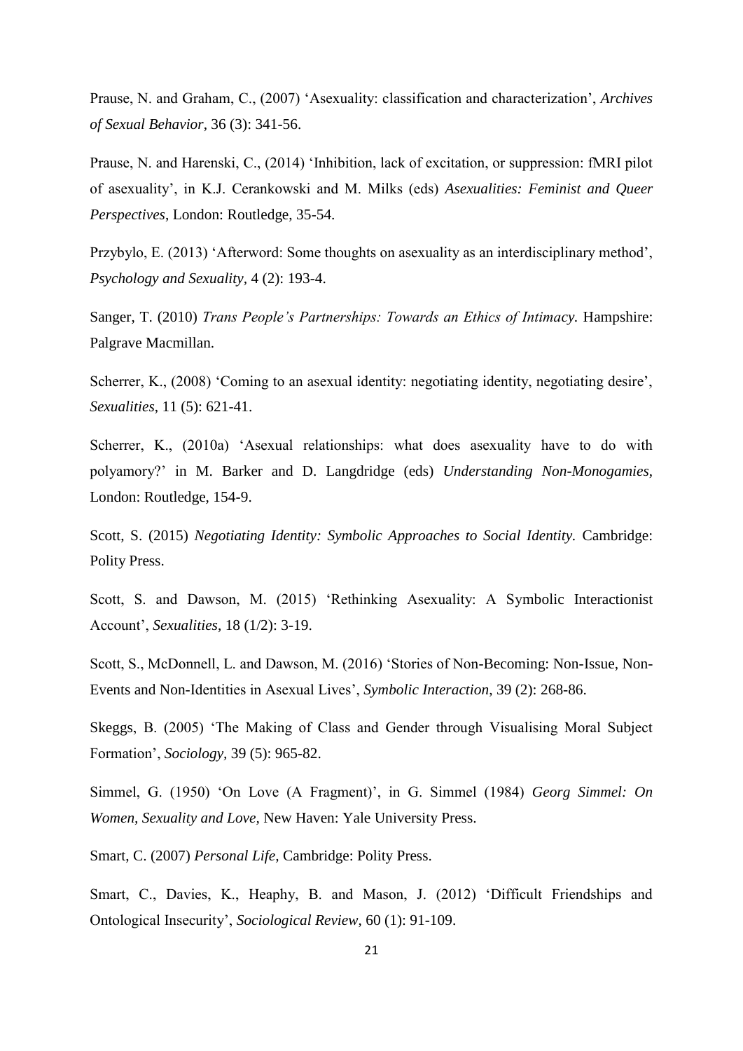Prause, N. and Graham, C., (2007) 'Asexuality: classification and characterization', *Archives of Sexual Behavior*, 36 (3): 341-56.

Prause, N. and Harenski, C., (2014) 'Inhibition, lack of excitation, or suppression: fMRI pilot of asexuality', in K.J. Cerankowski and M. Milks (eds) *Asexualities: Feminist and Queer Perspectives*, London: Routledge, 35-54.

Przybylo, E. (2013) 'Afterword: Some thoughts on asexuality as an interdisciplinary method', *Psychology and Sexuality*, 4 (2): 193-4.

Sanger, T. (2010) *Trans People's Partnerships: Towards an Ethics of Intimacy*. Hampshire: Palgrave Macmillan.

Scherrer, K., (2008) 'Coming to an asexual identity: negotiating identity, negotiating desire', *Sexualities*, 11 (5): 621-41.

Scherrer, K., (2010a) 'Asexual relationships: what does asexuality have to do with polyamory?' in M. Barker and D. Langdridge (eds) *Understanding Non-Monogamies*, London: Routledge, 154-9.

Scott, S. (2015) *Negotiating Identity: Symbolic Approaches to Social Identity*. Cambridge: Polity Press.

Scott, S. and Dawson, M. (2015) 'Rethinking Asexuality: A Symbolic Interactionist Account', *Sexualities*, 18 (1/2): 3-19.

Scott, S., McDonnell, L. and Dawson, M. (2016) 'Stories of Non-Becoming: Non-Issue, Non-Events and Non-Identities in Asexual Lives', *Symbolic Interaction,* 39 (2): 268-86.

Skeggs, B. (2005) 'The Making of Class and Gender through Visualising Moral Subject Formation', *Sociology*, 39 (5): 965-82.

Simmel, G. (1950) 'On Love (A Fragment)', in G. Simmel (1984) *Georg Simmel: On Women, Sexuality and Love,* New Haven: Yale University Press.

Smart, C. (2007) *Personal Life,* Cambridge: Polity Press.

Smart, C., Davies, K., Heaphy, B. and Mason, J. (2012) 'Difficult Friendships and Ontological Insecurity', *Sociological Review,* 60 (1): 91-109.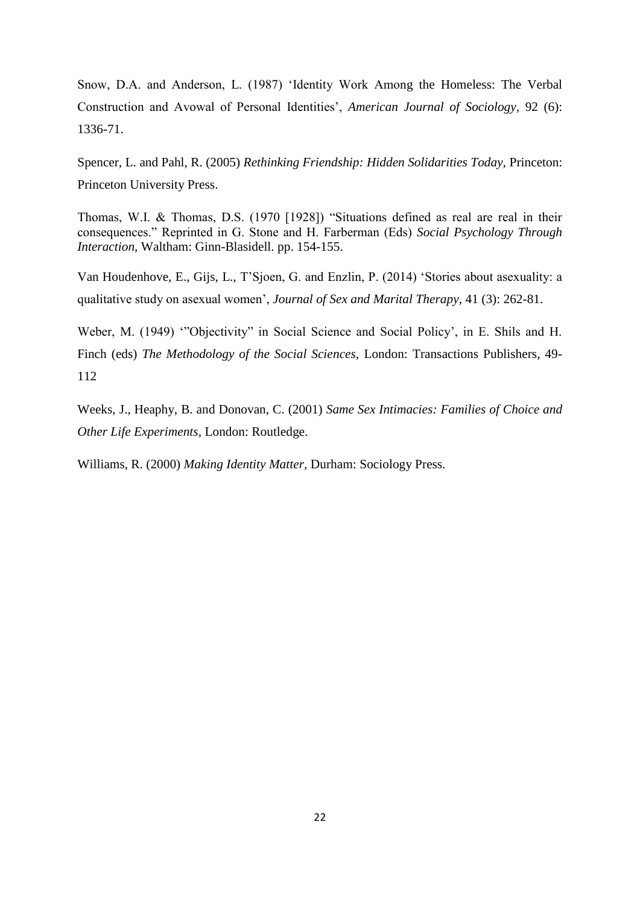Snow, D.A. and Anderson, L. (1987) 'Identity Work Among the Homeless: The Verbal Construction and Avowal of Personal Identities', *American Journal of Sociology*, 92 (6): 1336-71.

Spencer, L. and Pahl, R. (2005) *Rethinking Friendship: Hidden Solidarities Today*, Princeton: Princeton University Press.

Thomas, W.I. & Thomas, D.S. (1970 [1928]) "Situations defined as real are real in their consequences." Reprinted in G. Stone and H. Farberman (Eds) *Social Psychology Through Interaction*, Waltham: Ginn-Blasidell. pp. 154-155.

Van Houdenhove, E., Gijs, L., T'Sjoen, G. and Enzlin, P. (2014) 'Stories about asexuality: a qualitative study on asexual women', *Journal of Sex and Marital Therapy*, 41 (3): 262-81.

Weber, M. (1949) '"Objectivity" in Social Science and Social Policy', in E. Shils and H. Finch (eds) *The Methodology of the Social Sciences*, London: Transactions Publishers, 49-112

Weeks, J., Heaphy, B. and Donovan, C. (2001) *Same Sex Intimacies: Families of Choice and Other Life Experiments*, London: Routledge.

Williams, R. (2000) *Making Identity Matter*, Durham: Sociology Press.